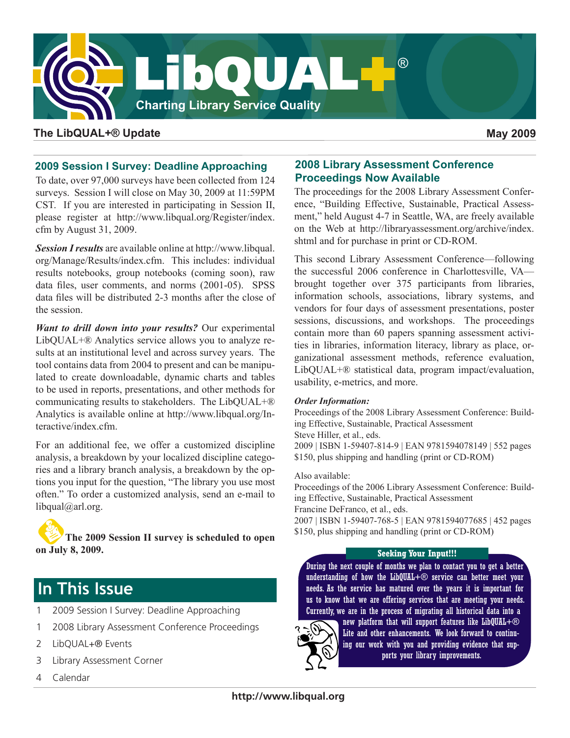# LibQUAL+®

**Charting Library Service Quality**

**The LibQUAL+® Update** — **May 2009**

## 2009 Session I Survey: Deadline Approaching

To date, over 97,000 surveys have been collected from 124 surveys. Session I will close on May 30, 2009 at 11:59PM CST. If you are interested in participating in Session II, please register at http://www.libqual.org/Register/index.cfm by August 31, 2009.

***Session I results*** are available online at http://www.libqual.org/Manage/Results/index.cfm. This includes: individual results notebooks, group notebooks (coming soon), raw data files, user comments, and norms (2001-05). SPSS data files will be distributed 2-3 months after the close of the session.

***Want to drill down into your results?*** Our experimental LibQUAL+® Analytics service allows you to analyze results at an institutional level and across survey years. The tool contains data from 2004 to present and can be manipulated to create downloadable, dynamic charts and tables to be used in reports, presentations, and other methods for communicating results to stakeholders. The LibQUAL+® Analytics is available online at http://www.libqual.org/Interactive/index.cfm.

For an additional fee, we offer a customized discipline analysis, a breakdown by your localized discipline categories and a library branch analysis, a breakdown by the options you input for the question, "The library you use most often." To order a customized analysis, send an e-mail to libqual@arl.org.

**The 2009 Session II survey is scheduled to open on July 8, 2009.**

## In This Issue

1 2009 Session I Survey: Deadline Approaching
1 2008 Library Assessment Conference Proceedings
2 LibQUAL+® Events
3 Library Assessment Corner
4 Calendar

## 2008 Library Assessment Conference Proceedings Now Available

The proceedings for the 2008 Library Assessment Conference, "Building Effective, Sustainable, Practical Assessment," held August 4-7 in Seattle, WA, are freely available on the Web at http://libraryassessment.org/archive/index.shtml and for purchase in print or CD-ROM.

This second Library Assessment Conference—following the successful 2006 conference in Charlottesville, VA—brought together over 375 participants from libraries, information schools, associations, library systems, and vendors for four days of assessment presentations, poster sessions, discussions, and workshops. The proceedings contain more than 60 papers spanning assessment activities in libraries, information literacy, library as place, organizational assessment methods, reference evaluation, LibQUAL+® statistical data, program impact/evaluation, usability, e-metrics, and more.

***Order Information:***

Proceedings of the 2008 Library Assessment Conference: Building Effective, Sustainable, Practical Assessment
Steve Hiller, et al., eds.
2009 | ISBN 1-59407-814-9 | EAN 9781594078149 | 552 pages
$150, plus shipping and handling (print or CD-ROM)

Also available:
Proceedings of the 2006 Library Assessment Conference: Building Effective, Sustainable, Practical Assessment
Francine DeFranco, et al., eds.
2007 | ISBN 1-59407-768-5 | EAN 9781594077685 | 452 pages
$150, plus shipping and handling (print or CD-ROM)

**Seeking Your Input!!!**

During the next couple of months we plan to contact you to get a better understanding of how the LibQUAL+® service can better meet your needs. As the service has matured over the years it is important for us to know that we are offering services that are meeting your needs. Currently, we are in the process of migrating all historical data into a new platform that will support features like LibQUAL+® Lite and other enhancements. We look forward to continuing our work with you and providing evidence that supports your library improvements.

http://www.libqual.org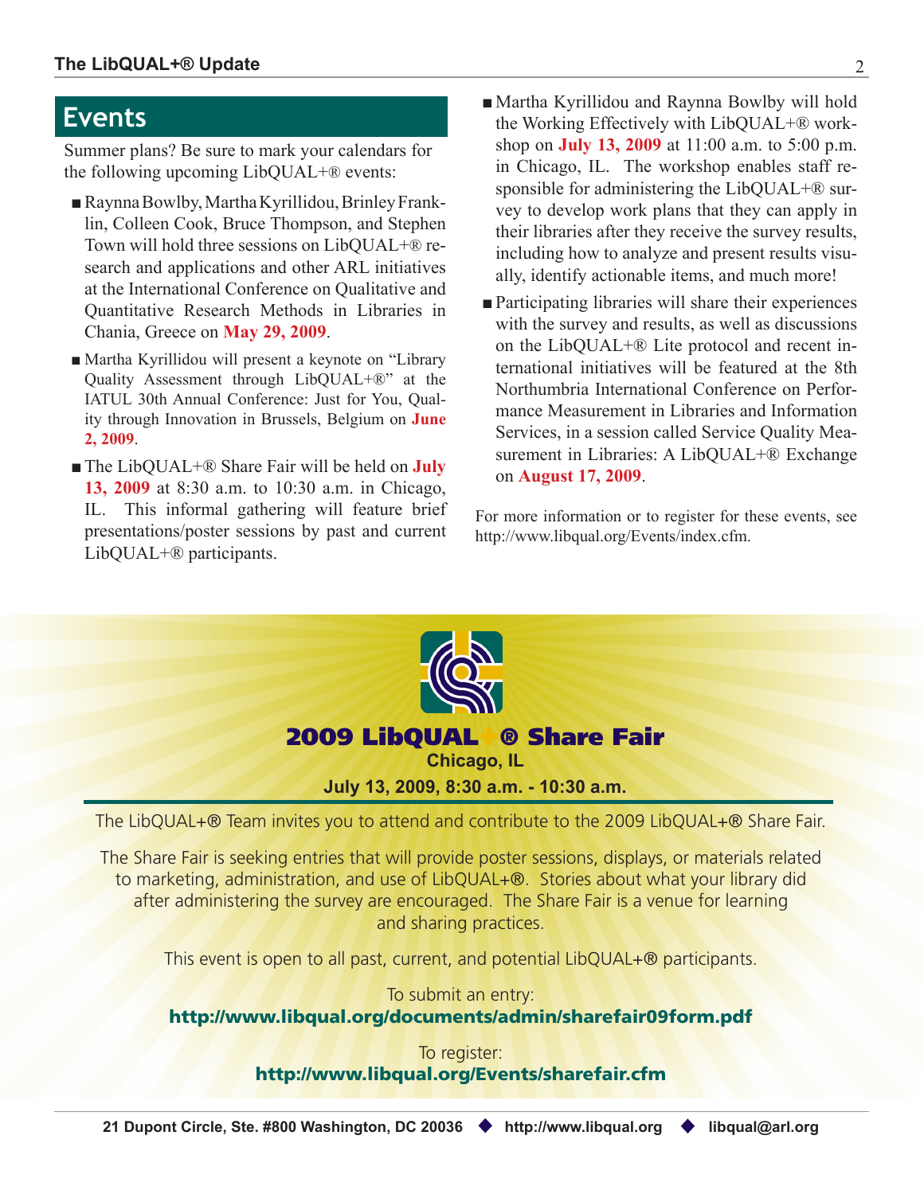## Events

Summer plans? Be sure to mark your calendars for the following upcoming LibQUAL+® events:

- Raynna Bowlby, Martha Kyrillidou, Brinley Franklin, Colleen Cook, Bruce Thompson, and Stephen Town will hold three sessions on LibQUAL+® research and applications and other ARL initiatives at the International Conference on Qualitative and Quantitative Research Methods in Libraries in Chania, Greece on **May 29, 2009**.
- Martha Kyrillidou will present a keynote on "Library Quality Assessment through LibQUAL+®" at the IATUL 30th Annual Conference: Just for You, Quality through Innovation in Brussels, Belgium on **June 2, 2009**.
- The LibQUAL+® Share Fair will be held on **July 13, 2009** at 8:30 a.m. to 10:30 a.m. in Chicago, IL. This informal gathering will feature brief presentations/poster sessions by past and current LibQUAL+® participants.
- Martha Kyrillidou and Raynna Bowlby will hold the Working Effectively with LibQUAL+® workshop on **July 13, 2009** at 11:00 a.m. to 5:00 p.m. in Chicago, IL. The workshop enables staff responsible for administering the LibQUAL+® survey to develop work plans that they can apply in their libraries after they receive the survey results, including how to analyze and present results visually, identify actionable items, and much more!
- Participating libraries will share their experiences with the survey and results, as well as discussions on the LibQUAL+® Lite protocol and recent international initiatives will be featured at the 8th Northumbria International Conference on Performance Measurement in Libraries and Information Services, in a session called Service Quality Measurement in Libraries: A LibQUAL+® Exchange on **August 17, 2009**.

For more information or to register for these events, see http://www.libqual.org/Events/index.cfm.

## 2009 LibQUAL+® Share Fair

**Chicago, IL**

**July 13, 2009, 8:30 a.m. - 10:30 a.m.**

The LibQUAL+® Team invites you to attend and contribute to the 2009 LibQUAL+® Share Fair.

The Share Fair is seeking entries that will provide poster sessions, displays, or materials related to marketing, administration, and use of LibQUAL+®. Stories about what your library did after administering the survey are encouraged. The Share Fair is a venue for learning and sharing practices.

This event is open to all past, current, and potential LibQUAL+® participants.

To submit an entry:
**http://www.libqual.org/documents/admin/sharefair09form.pdf**

To register:
**http://www.libqual.org/Events/sharefair.cfm**

**21 Dupont Circle, Ste. #800 Washington, DC 20036 ◆ http://www.libqual.org ◆ libqual@arl.org**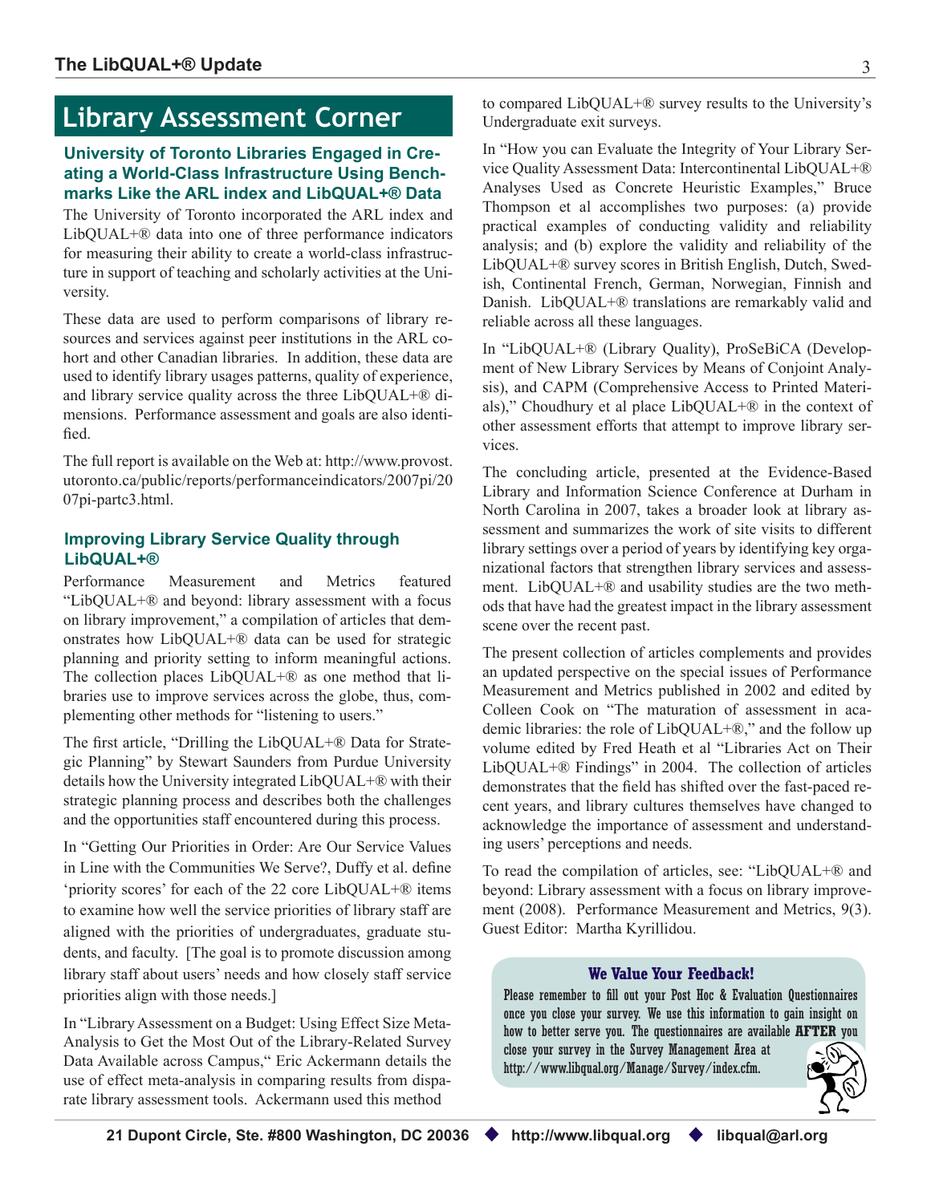# Library Assessment Corner

## University of Toronto Libraries Engaged in Creating a World-Class Infrastructure Using Benchmarks Like the ARL index and LibQUAL+® Data

The University of Toronto incorporated the ARL index and LibQUAL+® data into one of three performance indicators for measuring their ability to create a world-class infrastructure in support of teaching and scholarly activities at the University.

These data are used to perform comparisons of library resources and services against peer institutions in the ARL cohort and other Canadian libraries. In addition, these data are used to identify library usages patterns, quality of experience, and library service quality across the three LibQUAL+® dimensions. Performance assessment and goals are also identified.

The full report is available on the Web at: http://www.provost.utoronto.ca/public/reports/performanceindicators/2007pi/2007pi-partc3.html.

## Improving Library Service Quality through LibQUAL+®

Performance Measurement and Metrics featured "LibQUAL+® and beyond: library assessment with a focus on library improvement," a compilation of articles that demonstrates how LibQUAL+® data can be used for strategic planning and priority setting to inform meaningful actions. The collection places LibQUAL+® as one method that libraries use to improve services across the globe, thus, complementing other methods for "listening to users."

The first article, "Drilling the LibQUAL+® Data for Strategic Planning" by Stewart Saunders from Purdue University details how the University integrated LibQUAL+® with their strategic planning process and describes both the challenges and the opportunities staff encountered during this process.

In "Getting Our Priorities in Order: Are Our Service Values in Line with the Communities We Serve?, Duffy et al. define 'priority scores' for each of the 22 core LibQUAL+® items to examine how well the service priorities of library staff are aligned with the priorities of undergraduates, graduate students, and faculty. [The goal is to promote discussion among library staff about users' needs and how closely staff service priorities align with those needs.]

In "Library Assessment on a Budget: Using Effect Size Meta-Analysis to Get the Most Out of the Library-Related Survey Data Available across Campus," Eric Ackermann details the use of effect meta-analysis in comparing results from disparate library assessment tools. Ackermann used this method to compared LibQUAL+® survey results to the University's Undergraduate exit surveys.

In "How you can Evaluate the Integrity of Your Library Service Quality Assessment Data: Intercontinental LibQUAL+® Analyses Used as Concrete Heuristic Examples," Bruce Thompson et al accomplishes two purposes: (a) provide practical examples of conducting validity and reliability analysis; and (b) explore the validity and reliability of the LibQUAL+® survey scores in British English, Dutch, Swedish, Continental French, German, Norwegian, Finnish and Danish. LibQUAL+® translations are remarkably valid and reliable across all these languages.

In "LibQUAL+® (Library Quality), ProSeBiCA (Development of New Library Services by Means of Conjoint Analysis), and CAPM (Comprehensive Access to Printed Materials)," Choudhury et al place LibQUAL+® in the context of other assessment efforts that attempt to improve library services.

The concluding article, presented at the Evidence-Based Library and Information Science Conference at Durham in North Carolina in 2007, takes a broader look at library assessment and summarizes the work of site visits to different library settings over a period of years by identifying key organizational factors that strengthen library services and assessment. LibQUAL+® and usability studies are the two methods that have had the greatest impact in the library assessment scene over the recent past.

The present collection of articles complements and provides an updated perspective on the special issues of Performance Measurement and Metrics published in 2002 and edited by Colleen Cook on "The maturation of assessment in academic libraries: the role of LibQUAL+®," and the follow up volume edited by Fred Heath et al "Libraries Act on Their LibQUAL+® Findings" in 2004. The collection of articles demonstrates that the field has shifted over the fast-paced recent years, and library cultures themselves have changed to acknowledge the importance of assessment and understanding users' perceptions and needs.

To read the compilation of articles, see: "LibQUAL+® and beyond: Library assessment with a focus on library improvement (2008). Performance Measurement and Metrics, 9(3). Guest Editor: Martha Kyrillidou.

**We Value Your Feedback!**

Please remember to fill out your Post Hoc & Evaluation Questionnaires once you close your survey. We use this information to gain insight on how to better serve you. The questionnaires are available **AFTER** you close your survey in the Survey Management Area at http://www.libqual.org/Manage/Survey/index.cfm.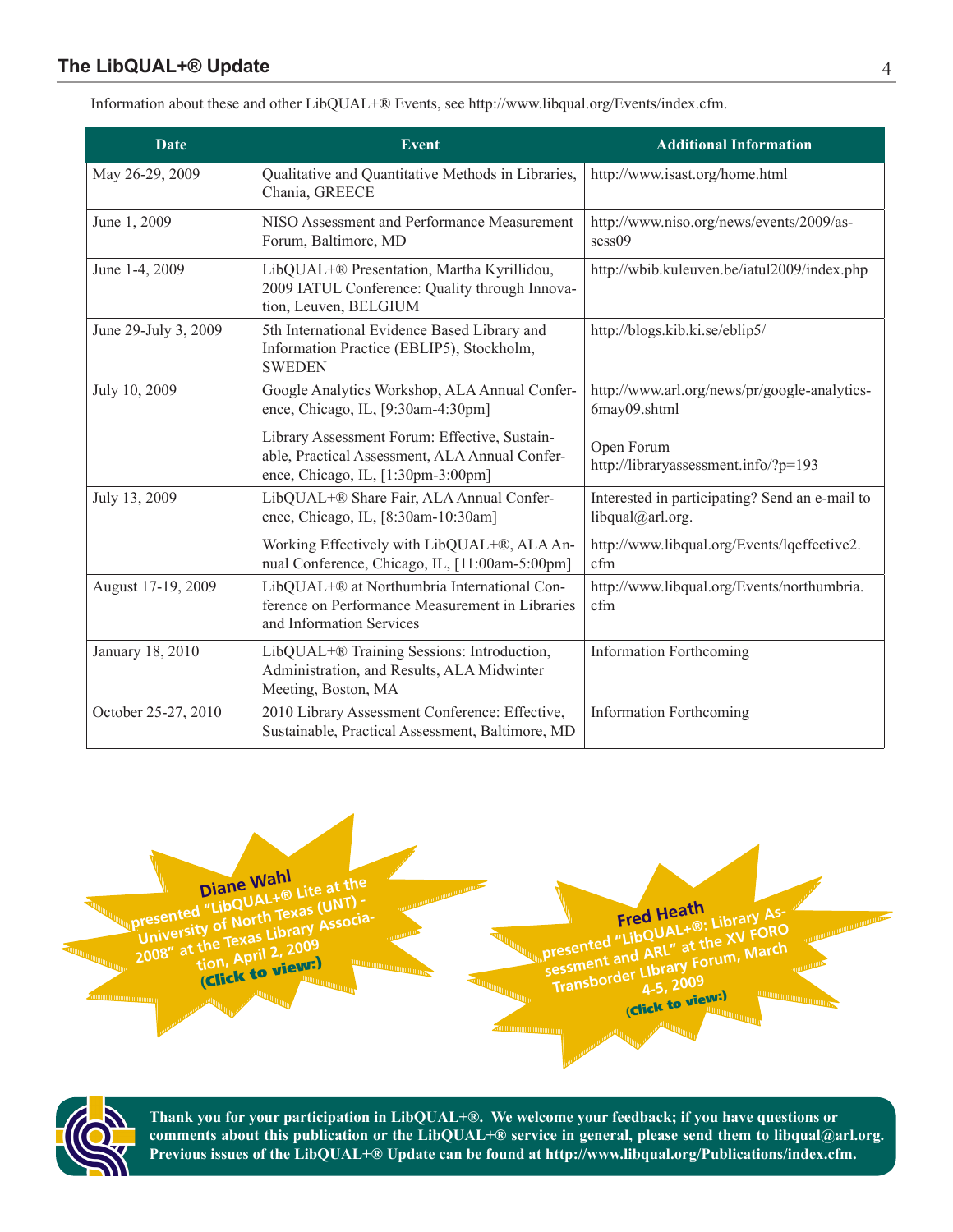Information about these and other LibQUAL+® Events, see http://www.libqual.org/Events/index.cfm.

| Date | Event | Additional Information |
|---|---|---|
| May 26-29, 2009 | Qualitative and Quantitative Methods in Libraries, Chania, GREECE | http://www.isast.org/home.html |
| June 1, 2009 | NISO Assessment and Performance Measurement Forum, Baltimore, MD | http://www.niso.org/news/events/2009/assess09 |
| June 1-4, 2009 | LibQUAL+® Presentation, Martha Kyrillidou, 2009 IATUL Conference: Quality through Innovation, Leuven, BELGIUM | http://wbib.kuleuven.be/iatul2009/index.php |
| June 29-July 3, 2009 | 5th International Evidence Based Library and Information Practice (EBLIP5), Stockholm, SWEDEN | http://blogs.kib.ki.se/eblip5/ |
| July 10, 2009 | Google Analytics Workshop, ALA Annual Conference, Chicago, IL, [9:30am-4:30pm] | http://www.arl.org/news/pr/google-analytics-6may09.shtml |
| | Library Assessment Forum: Effective, Sustainable, Practical Assessment, ALA Annual Conference, Chicago, IL, [1:30pm-3:00pm] | Open Forum http://libraryassessment.info/?p=193 |
| July 13, 2009 | LibQUAL+® Share Fair, ALA Annual Conference, Chicago, IL, [8:30am-10:30am] | Interested in participating? Send an e-mail to libqual@arl.org. |
| | Working Effectively with LibQUAL+®, ALA Annual Conference, Chicago, IL, [11:00am-5:00pm] | http://www.libqual.org/Events/lqeffective2.cfm |
| August 17-19, 2009 | LibQUAL+® at Northumbria International Conference on Performance Measurement in Libraries and Information Services | http://www.libqual.org/Events/northumbria.cfm |
| January 18, 2010 | LibQUAL+® Training Sessions: Introduction, Administration, and Results, ALA Midwinter Meeting, Boston, MA | Information Forthcoming |
| October 25-27, 2010 | 2010 Library Assessment Conference: Effective, Sustainable, Practical Assessment, Baltimore, MD | Information Forthcoming |

**Diane Wahl** presented "LibQUAL+® Lite at the University of North Texas (UNT) - 2008" at the Texas Library Association, April 2, 2009 **(Click to view:)**

**Fred Heath** presented "LibQUAL+®: Library Assessment and ARL" at the XV FORO Transborder LIbrary Forum, March 4-5, 2009 **(Click to view:)**

**Thank you for your participation in LibQUAL+®. We welcome your feedback; if you have questions or comments about this publication or the LibQUAL+® service in general, please send them to libqual@arl.org. Previous issues of the LibQUAL+® Update can be found at http://www.libqual.org/Publications/index.cfm.**